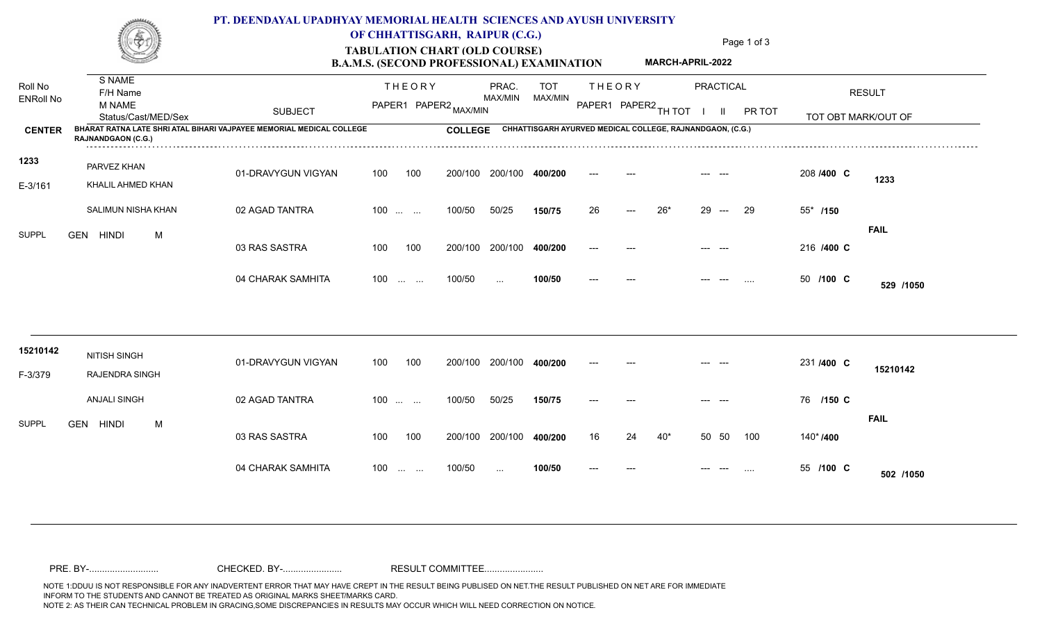# PT. DEENDAYAL UPADHYAY MEMORIAL HEALTH SCIENCES AND AYUSH UNIVERSITY OF CHHATTISGARH, RAIPUR (C.G.)

## TABULATION CHART (OLD COURSE)
## B.A.M.S. (SECOND PROFESSIONAL) EXAMINATION

MARCH-APRIL-2022

| Roll No / ENRoll No | S NAME / F/H Name / M NAME / Status/Cast/MED/Sex | SUBJECT | THEORY PAPER1 | THEORY PAPER2 | MAX/MIN | PRAC. MAX/MIN | TOT MAX/MIN | THEORY PAPER1 | THEORY PAPER2 | TH TOT | PRACTICAL I | PRACTICAL II | PR TOT | TOT OBT MARK/OUT OF | RESULT |
|---|---|---|---|---|---|---|---|---|---|---|---|---|---|---|---|

**CENTER** BHARAT RATNA LATE SHRI ATAL BIHARI VAJPAYEE MEMORIAL MEDICAL COLLEGE RAJNANDGAON (C.G.) **COLLEGE** CHHATTISGARH AYURVED MEDICAL COLLEGE, RAJNANDGAON, (C.G.)

| Roll No / ENRoll No | S NAME / F/H Name / M NAME / Status/Cast/MED/Sex | SUBJECT | THEORY PAPER1 | THEORY PAPER2 | MAX/MIN | PRAC. MAX/MIN | TOT MAX/MIN | THEORY PAPER1 | THEORY PAPER2 | TH TOT | PRACTICAL I | PRACTICAL II | PR TOT | TOT OBT MARK/OUT OF | RESULT |
|---|---|---|---|---|---|---|---|---|---|---|---|---|---|---|---|
| 1233 | PARVEZ KHAN | 01-DRAVYGUN VIGYAN | 100 | 100 | 200/100 | 200/100 | 400/200 | --- | --- | | --- | --- | | 208 /400 C | 1233 |
| E-3/161 | KHALIL AHMED KHAN | 02 AGAD TANTRA | 100 | ... ... | 100/50 | 50/25 | 150/75 | 26 | --- | 26* | 29 | --- | 29 | 55* /150 | |
| SUPPL | SALIMUN NISHA KHAN / GEN HINDI M | 03 RAS SASTRA | 100 | 100 | 200/100 | 200/100 | 400/200 | --- | --- | | --- | --- | | 216 /400 C | FAIL |
| | | 04 CHARAK SAMHITA | 100 | ... ... | 100/50 | ... | 100/50 | --- | --- | | --- | --- | .... | 50 /100 C | 529 /1050 |
| 15210142 | NITISH SINGH | 01-DRAVYGUN VIGYAN | 100 | 100 | 200/100 | 200/100 | 400/200 | --- | --- | | --- | --- | | 231 /400 C | 15210142 |
| F-3/379 | RAJENDRA SINGH | 02 AGAD TANTRA | 100 | ... ... | 100/50 | 50/25 | 150/75 | --- | --- | | --- | --- | | 76 /150 C | |
| SUPPL | ANJALI SINGH / GEN HINDI M | 03 RAS SASTRA | 100 | 100 | 200/100 | 200/100 | 400/200 | 16 | 24 | 40* | 50 | 50 | 100 | 140* /400 | FAIL |
| | | 04 CHARAK SAMHITA | 100 | ... ... | 100/50 | ... | 100/50 | --- | --- | | --- | --- | .... | 55 /100 C | 502 /1050 |

PRE. BY-........................... CHECKED. BY-....................... RESULT COMMITTEE.......................

NOTE 1:DDUU IS NOT RESPONSIBLE FOR ANY INADVERTENT ERROR THAT MAY HAVE CREPT IN THE RESULT BEING PUBLISED ON NET.THE RESULT PUBLISHED ON NET ARE FOR IMMEDIATE INFORM TO THE STUDENTS AND CANNOT BE TREATED AS ORIGINAL MARKS SHEET/MARKS CARD.
NOTE 2: AS THEIR CAN TECHNICAL PROBLEM IN GRACING,SOME DISCREPANCIES IN RESULTS MAY OCCUR WHICH WILL NEED CORRECTION ON NOTICE.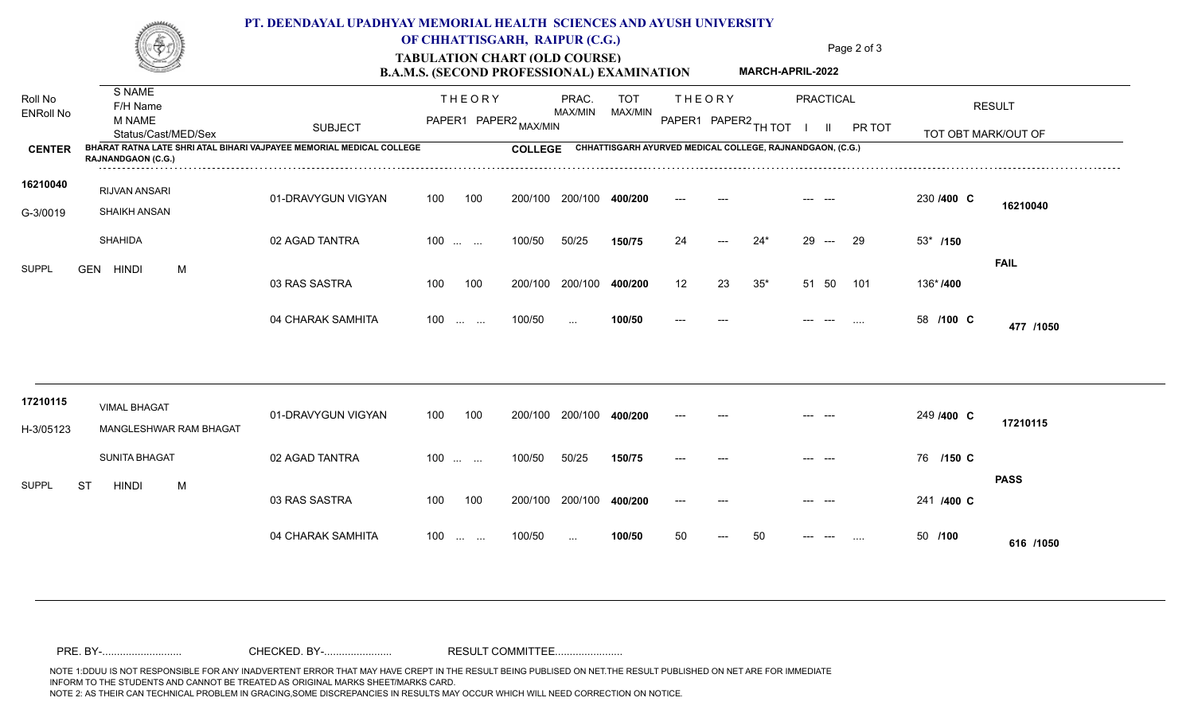# PT. DEENDAYAL UPADHYAY MEMORIAL HEALTH SCIENCES AND AYUSH UNIVERSITY OF CHHATTISGARH, RAIPUR (C.G.)

## TABULATION CHART (OLD COURSE)

## B.A.M.S. (SECOND PROFESSIONAL) EXAMINATION

**MARCH-APRIL-2022**

**CENTER:** BHARAT RATNA LATE SHRI ATAL BIHARI VAJPAYEE MEMORIAL MEDICAL COLLEGE RAJNANDGAON (C.G.)

**COLLEGE:** CHHATTISGARH AYURVED MEDICAL COLLEGE, RAJNANDGAON, (C.G.)

| Roll No / ENRoll No | S NAME / F/H Name / M NAME / Status/Cast/MED/Sex | SUBJECT | THEORY PAPER1 | THEORY PAPER2 | MAX/MIN | PRAC. MAX/MIN | TOT MAX/MIN | THEORY PAPER1 | THEORY PAPER2 | TH TOT | PRACTICAL I | PRACTICAL II | PR TOT | TOT OBT MARK/OUT OF | RESULT |
|---|---|---|---|---|---|---|---|---|---|---|---|---|---|---|---|
| 16210040 | RIJVAN ANSARI | 01-DRAVYGUN VIGYAN | 100 | 100 | 200/100 | 200/100 | 400/200 | --- | --- | | --- | --- | | 230 /400 C | 16210040 |
| G-3/0019 | SHAIKH ANSAN | 02 AGAD TANTRA | 100 | ... ... | 100/50 | 50/25 | 150/75 | 24 | --- | 24* | 29 | --- | 29 | 53* /150 | |
| | SHAHIDA | 03 RAS SASTRA | 100 | 100 | 200/100 | 200/100 | 400/200 | 12 | 23 | 35* | 51 | 50 | 101 | 136* /400 | FAIL |
| SUPPL | GEN HINDI M | 04 CHARAK SAMHITA | 100 | ... ... | 100/50 | ... | 100/50 | --- | --- | | --- | --- | .... | 58 /100 C | 477 /1050 |
| 17210115 | VIMAL BHAGAT | 01-DRAVYGUN VIGYAN | 100 | 100 | 200/100 | 200/100 | 400/200 | --- | --- | | --- | --- | | 249 /400 C | 17210115 |
| H-3/05123 | MANGLESHWAR RAM BHAGAT | 02 AGAD TANTRA | 100 | ... ... | 100/50 | 50/25 | 150/75 | --- | --- | | --- | --- | | 76 /150 C | |
| | SUNITA BHAGAT | 03 RAS SASTRA | 100 | 100 | 200/100 | 200/100 | 400/200 | --- | --- | | --- | --- | | 241 /400 C | PASS |
| SUPPL | ST HINDI M | 04 CHARAK SAMHITA | 100 | ... ... | 100/50 | ... | 100/50 | 50 | --- | 50 | --- | --- | .... | 50 /100 | 616 /1050 |

PRE. BY-.......................... CHECKED. BY-...................... RESULT COMMITTEE......................

NOTE 1:DDUU IS NOT RESPONSIBLE FOR ANY INADVERTENT ERROR THAT MAY HAVE CREPT IN THE RESULT BEING PUBLISED ON NET.THE RESULT PUBLISHED ON NET ARE FOR IMMEDIATE INFORM TO THE STUDENTS AND CANNOT BE TREATED AS ORIGINAL MARKS SHEET/MARKS CARD.
NOTE 2: AS THEIR CAN TECHNICAL PROBLEM IN GRACING,SOME DISCREPANCIES IN RESULTS MAY OCCUR WHICH WILL NEED CORRECTION ON NOTICE.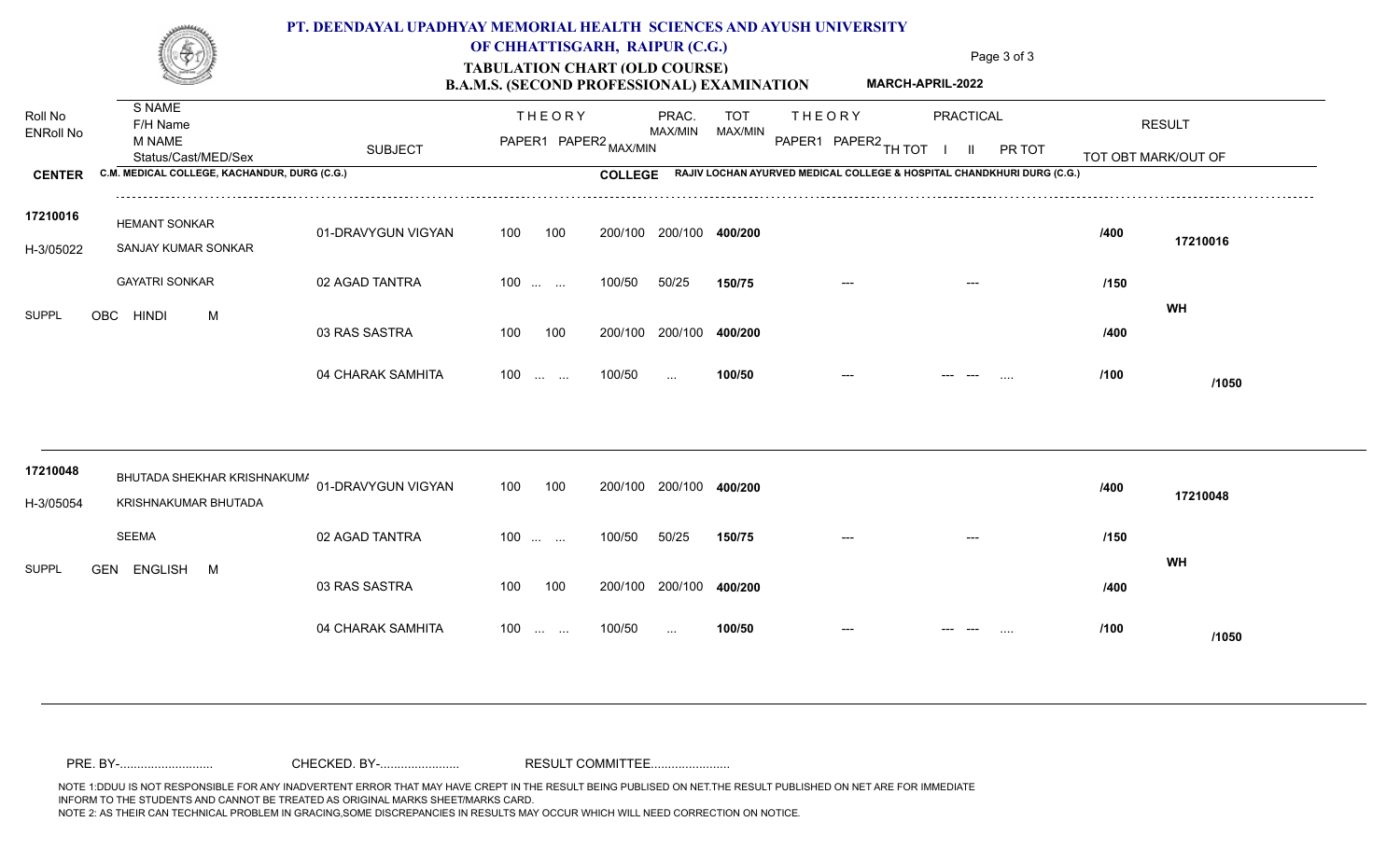# PT. DEENDAYAL UPADHYAY MEMORIAL HEALTH SCIENCES AND AYUSH UNIVERSITY OF CHHATTISGARH, RAIPUR (C.G.)

## TABULATION CHART (OLD COURSE)

## B.A.M.S. (SECOND PROFESSIONAL) EXAMINATION MARCH-APRIL-2022

**CENTER** C.M. MEDICAL COLLEGE, KACHANDUR, DURG (C.G.)
**COLLEGE** RAJIV LOCHAN AYURVED MEDICAL COLLEGE & HOSPITAL CHANDKHURI DURG (C.G.)

| Roll No / ENRoll No | S NAME / F/H Name / M NAME / Status/Cast/MED/Sex | SUBJECT | THEORY PAPER1 | THEORY PAPER2 | MAX/MIN | PRAC. MAX/MIN | TOT MAX/MIN | THEORY PAPER1 | THEORY PAPER2 | TH TOT | PRACTICAL I | PRACTICAL II | PR TOT | TOT OBT MARK/OUT OF | RESULT |
|---|---|---|---|---|---|---|---|---|---|---|---|---|---|---|---|
| 17210016 | HEMANT SONKAR | 01-DRAVYGUN VIGYAN | 100 | 100 | 200/100 | 200/100 | **400/200** | | | | | | | /400 | 17210016 |
| H-3/05022 | SANJAY KUMAR SONKAR | | | | | | | | | | | | | | |
| | GAYATRI SONKAR | 02 AGAD TANTRA | 100 | ... ... | 100/50 | 50/25 | **150/75** | | | --- | | | --- | /150 | |
| SUPPL | OBC HINDI M | 03 RAS SASTRA | 100 | 100 | 200/100 | 200/100 | **400/200** | | | | | | | /400 | WH |
| | | 04 CHARAK SAMHITA | 100 | ... ... | 100/50 | ... | **100/50** | | | --- | --- | --- | .... | /100 | /1050 |
| 17210048 | BHUTADA SHEKHAR KRISHNAKUMA | 01-DRAVYGUN VIGYAN | 100 | 100 | 200/100 | 200/100 | **400/200** | | | | | | | /400 | 17210048 |
| H-3/05054 | KRISHNAKUMAR BHUTADA | | | | | | | | | | | | | | |
| | SEEMA | 02 AGAD TANTRA | 100 | ... ... | 100/50 | 50/25 | **150/75** | | | --- | | | --- | /150 | |
| SUPPL | GEN ENGLISH M | 03 RAS SASTRA | 100 | 100 | 200/100 | 200/100 | **400/200** | | | | | | | /400 | WH |
| | | 04 CHARAK SAMHITA | 100 | ... ... | 100/50 | ... | **100/50** | | | --- | --- | --- | .... | /100 | /1050 |

PRE. BY-........................... CHECKED. BY-....................... RESULT COMMITTEE.......................

NOTE 1:DDUU IS NOT RESPONSIBLE FOR ANY INADVERTENT ERROR THAT MAY HAVE CREPT IN THE RESULT BEING PUBLISED ON NET.THE RESULT PUBLISHED ON NET ARE FOR IMMEDIATE INFORM TO THE STUDENTS AND CANNOT BE TREATED AS ORIGINAL MARKS SHEET/MARKS CARD.
NOTE 2: AS THEIR CAN TECHNICAL PROBLEM IN GRACING,SOME DISCREPANCIES IN RESULTS MAY OCCUR WHICH WILL NEED CORRECTION ON NOTICE.